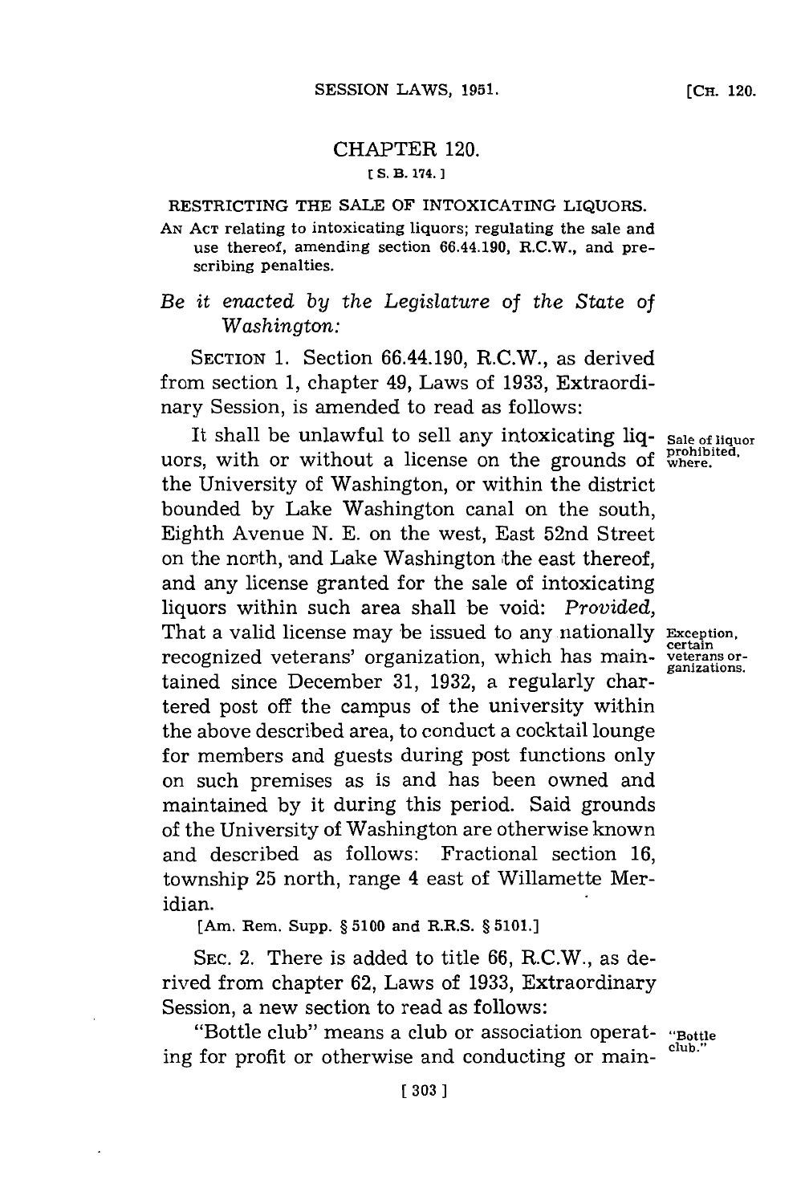# CHAPTER 120.

[S. B. 174.]

## RESTRICTING THE SALE OF INTOXICATING LIQUORS.

AN ACT relating to intoxicating liquors; regulating the sale and use thereof, amending section 66.44.190, R.C.W., and prescribing penalties.

*Be it enacted by the Legislature of the State of Washington:*

SECTION 1. Section 66.44.190, R.C.W., as derived from section 1, chapter 49, Laws of 1933, Extraordinary Session, is amended to read as follows:

Sale of liquor prohibited, where.

It shall be unlawful to sell any intoxicating liquors, with or without a license on the grounds of the University of Washington, or within the district bounded by Lake Washington canal on the south, Eighth Avenue N. E. on the west, East 52nd Street on the north, and Lake Washington the east thereof, and any license granted for the sale of intoxicating liquors within such area shall be void: *Provided,* That a valid license may be issued to any nationally recognized veterans' organization, which has maintained since December 31, 1932, a regularly chartered post off the campus of the university within the above described area, to conduct a cocktail lounge for members and guests during post functions only on such premises as is and has been owned and maintained by it during this period. Said grounds of the University of Washington are otherwise known and described as follows: Fractional section 16, township 25 north, range 4 east of Willamette Meridian.

Exception, certain veterans organizations.

[Am. Rem. Supp. § 5100 and R.R.S. § 5101.]

SEC. 2. There is added to title 66, R.C.W., as derived from chapter 62, Laws of 1933, Extraordinary Session, a new section to read as follows:

"Bottle club."

"Bottle club" means a club or association operating for profit or otherwise and conducting or main-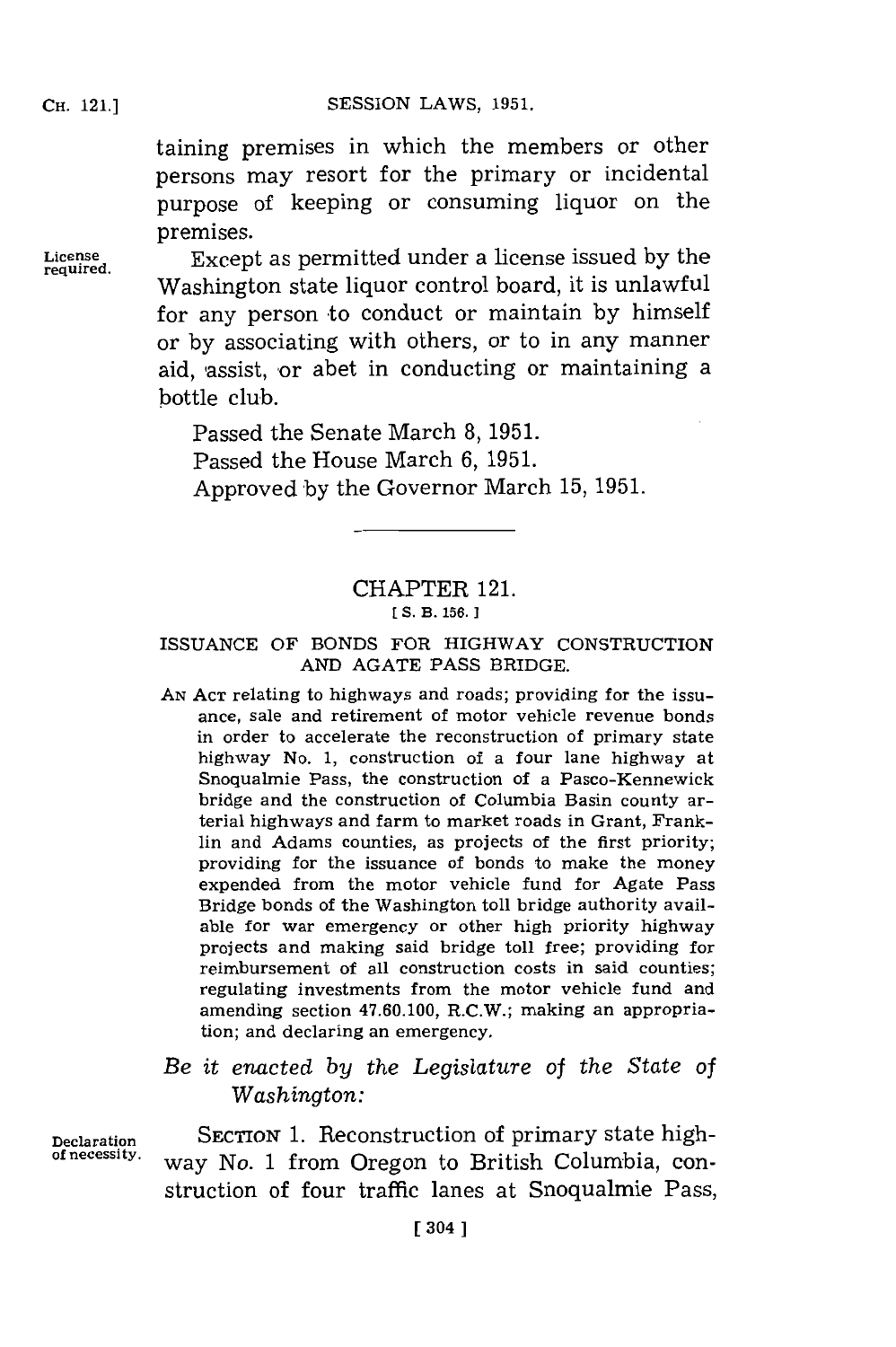taining premises in which the members or other persons may resort for the primary or incidental purpose of keeping or consuming liquor on the premises.

License required.

Except as permitted under a license issued by the Washington state liquor control board, it is unlawful for any person to conduct or maintain by himself or by associating with others, or to in any manner aid, assist, or abet in conducting or maintaining a bottle club.

Passed the Senate March 8, 1951.

Passed the House March 6, 1951.

Approved by the Governor March 15, 1951.

---

## CHAPTER 121.

[S. B. 156.]

### ISSUANCE OF BONDS FOR HIGHWAY CONSTRUCTION AND AGATE PASS BRIDGE.

AN ACT relating to highways and roads; providing for the issuance, sale and retirement of motor vehicle revenue bonds in order to accelerate the reconstruction of primary state highway No. 1, construction of a four lane highway at Snoqualmie Pass, the construction of a Pasco-Kennewick bridge and the construction of Columbia Basin county arterial highways and farm to market roads in Grant, Franklin and Adams counties, as projects of the first priority; providing for the issuance of bonds to make the money expended from the motor vehicle fund for Agate Pass Bridge bonds of the Washington toll bridge authority available for war emergency or other high priority highway projects and making said bridge toll free; providing for reimbursement of all construction costs in said counties; regulating investments from the motor vehicle fund and amending section 47.60.100, R.C.W.; making an appropriation; and declaring an emergency.

*Be it enacted by the Legislature of the State of Washington:*

Declaration of necessity.

SECTION 1. Reconstruction of primary state highway No. 1 from Oregon to British Columbia, construction of four traffic lanes at Snoqualmie Pass,